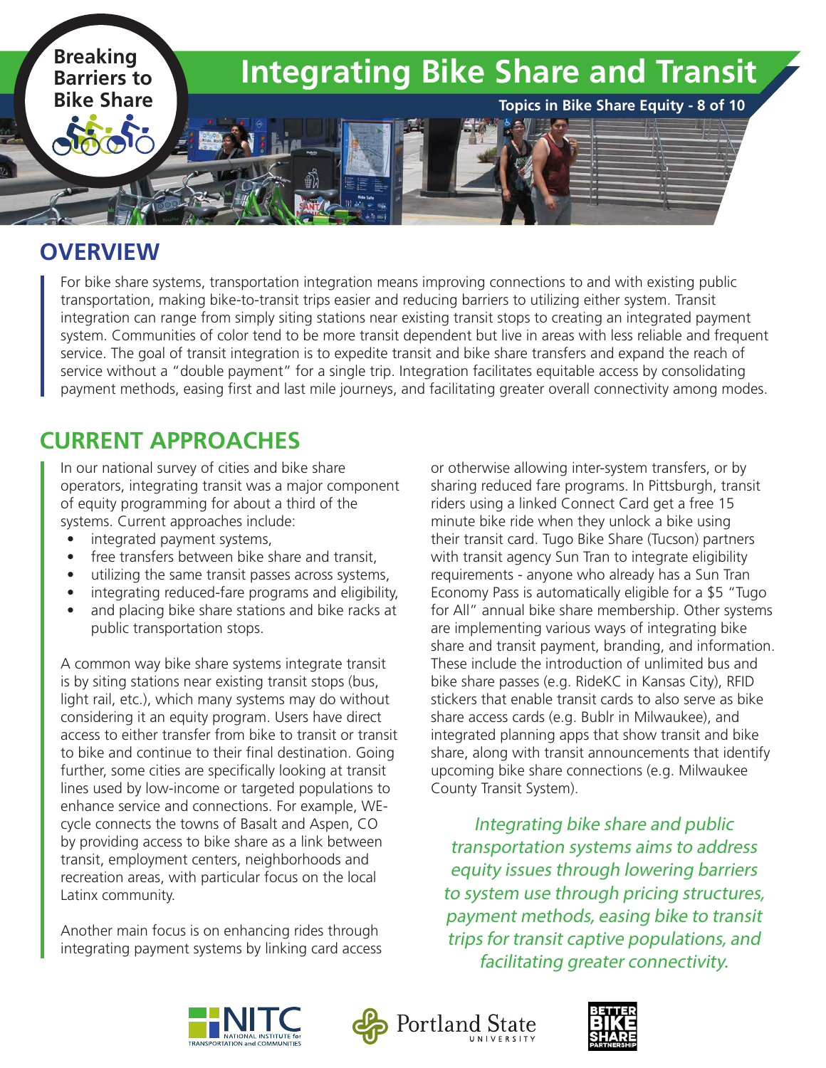Breaking Barriers to Bike Share

# Integrating Bike Share and Transit

**Topics in Bike Share Equity - 8 of 10**

## OVERVIEW

For bike share systems, transportation integration means improving connections to and with existing public transportation, making bike-to-transit trips easier and reducing barriers to utilizing either system. Transit integration can range from simply siting stations near existing transit stops to creating an integrated payment system. Communities of color tend to be more transit dependent but live in areas with less reliable and frequent service. The goal of transit integration is to expedite transit and bike share transfers and expand the reach of service without a "double payment" for a single trip. Integration facilitates equitable access by consolidating payment methods, easing first and last mile journeys, and facilitating greater overall connectivity among modes.

## CURRENT APPROACHES

In our national survey of cities and bike share operators, integrating transit was a major component of equity programming for about a third of the systems. Current approaches include:

- integrated payment systems,
- free transfers between bike share and transit,
- utilizing the same transit passes across systems,
- integrating reduced-fare programs and eligibility,
- and placing bike share stations and bike racks at public transportation stops.

A common way bike share systems integrate transit is by siting stations near existing transit stops (bus, light rail, etc.), which many systems may do without considering it an equity program. Users have direct access to either transfer from bike to transit or transit to bike and continue to their final destination. Going further, some cities are specifically looking at transit lines used by low-income or targeted populations to enhance service and connections. For example, WE-cycle connects the towns of Basalt and Aspen, CO by providing access to bike share as a link between transit, employment centers, neighborhoods and recreation areas, with particular focus on the local Latinx community.

Another main focus is on enhancing rides through integrating payment systems by linking card access or otherwise allowing inter-system transfers, or by sharing reduced fare programs. In Pittsburgh, transit riders using a linked Connect Card get a free 15 minute bike ride when they unlock a bike using their transit card. Tugo Bike Share (Tucson) partners with transit agency Sun Tran to integrate eligibility requirements - anyone who already has a Sun Tran Economy Pass is automatically eligible for a $5 "Tugo for All" annual bike share membership. Other systems are implementing various ways of integrating bike share and transit payment, branding, and information. These include the introduction of unlimited bus and bike share passes (e.g. RideKC in Kansas City), RFID stickers that enable transit cards to also serve as bike share access cards (e.g. Bublr in Milwaukee), and integrated planning apps that show transit and bike share, along with transit announcements that identify upcoming bike share connections (e.g. Milwaukee County Transit System).

*Integrating bike share and public transportation systems aims to address equity issues through lowering barriers to system use through pricing structures, payment methods, easing bike to transit trips for transit captive populations, and facilitating greater connectivity.*

NITC National Institute for Transportation and Communities | Portland State University | Better Bike Share Partnership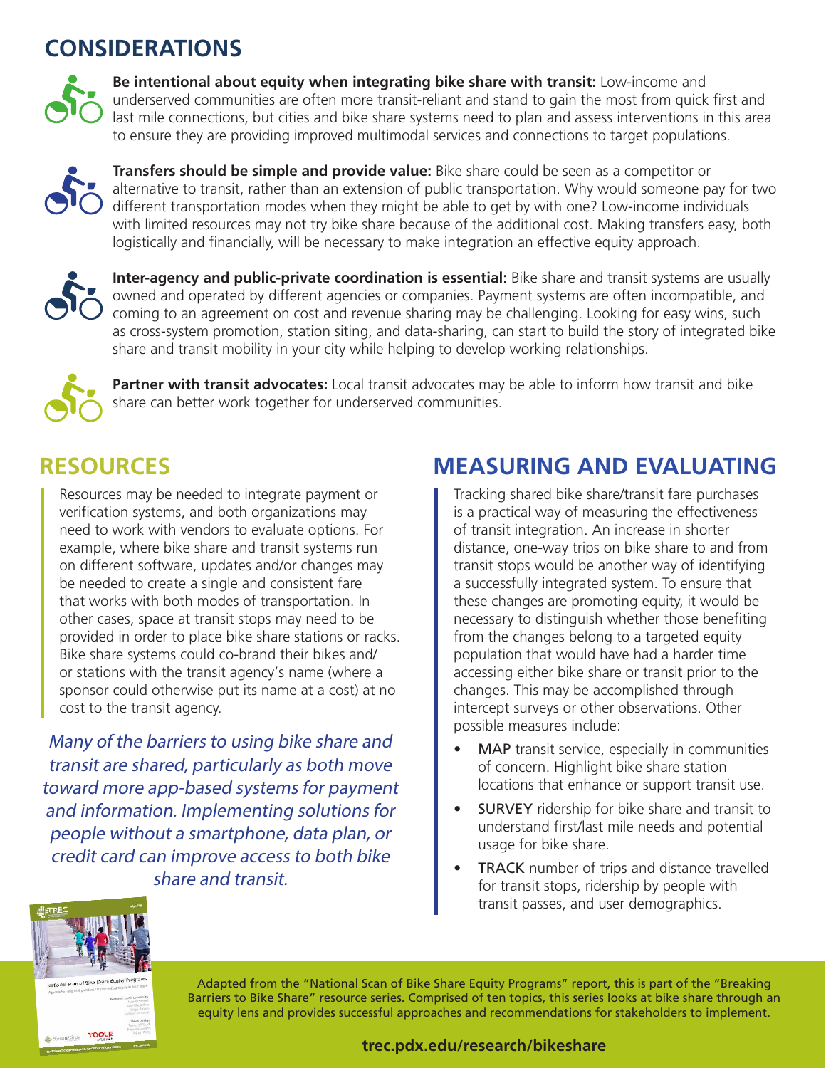## CONSIDERATIONS

**Be intentional about equity when integrating bike share with transit:** Low-income and underserved communities are often more transit-reliant and stand to gain the most from quick first and last mile connections, but cities and bike share systems need to plan and assess interventions in this area to ensure they are providing improved multimodal services and connections to target populations.

**Transfers should be simple and provide value:** Bike share could be seen as a competitor or alternative to transit, rather than an extension of public transportation. Why would someone pay for two different transportation modes when they might be able to get by with one? Low-income individuals with limited resources may not try bike share because of the additional cost. Making transfers easy, both logistically and financially, will be necessary to make integration an effective equity approach.

**Inter-agency and public-private coordination is essential:** Bike share and transit systems are usually owned and operated by different agencies or companies. Payment systems are often incompatible, and coming to an agreement on cost and revenue sharing may be challenging. Looking for easy wins, such as cross-system promotion, station siting, and data-sharing, can start to build the story of integrated bike share and transit mobility in your city while helping to develop working relationships.

**Partner with transit advocates:** Local transit advocates may be able to inform how transit and bike share can better work together for underserved communities.

## RESOURCES

Resources may be needed to integrate payment or verification systems, and both organizations may need to work with vendors to evaluate options. For example, where bike share and transit systems run on different software, updates and/or changes may be needed to create a single and consistent fare that works with both modes of transportation. In other cases, space at transit stops may need to be provided in order to place bike share stations or racks. Bike share systems could co-brand their bikes and/or stations with the transit agency's name (where a sponsor could otherwise put its name at a cost) at no cost to the transit agency.

*Many of the barriers to using bike share and transit are shared, particularly as both move toward more app-based systems for payment and information. Implementing solutions for people without a smartphone, data plan, or credit card can improve access to both bike share and transit.*

## MEASURING AND EVALUATING

Tracking shared bike share/transit fare purchases is a practical way of measuring the effectiveness of transit integration. An increase in shorter distance, one-way trips on bike share to and from transit stops would be another way of identifying a successfully integrated system. To ensure that these changes are promoting equity, it would be necessary to distinguish whether those benefiting from the changes belong to a targeted equity population that would have had a harder time accessing either bike share or transit prior to the changes. This may be accomplished through intercept surveys or other observations. Other possible measures include:

- MAP transit service, especially in communities of concern. Highlight bike share station locations that enhance or support transit use.
- SURVEY ridership for bike share and transit to understand first/last mile needs and potential usage for bike share.
- TRACK number of trips and distance travelled for transit stops, ridership by people with transit passes, and user demographics.

Adapted from the "National Scan of Bike Share Equity Programs" report, this is part of the "Breaking Barriers to Bike Share" resource series. Comprised of ten topics, this series looks at bike share through an equity lens and provides successful approaches and recommendations for stakeholders to implement.

**trec.pdx.edu/research/bikeshare**